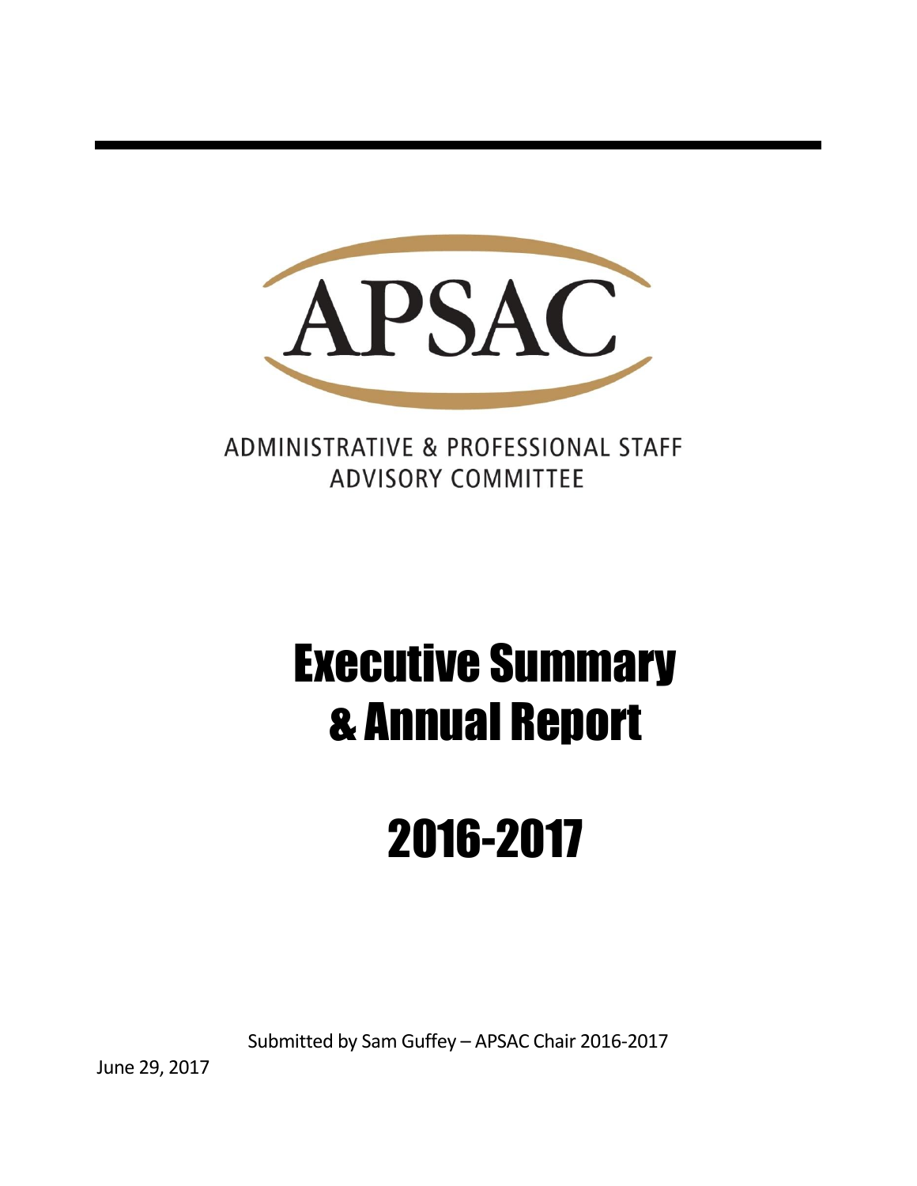APSAC

ADMINISTRATIVE & PROFESSIONAL STAFF ADVISORY COMMITTEE

# Executive Summary & Annual Report

# 2016-2017

Submitted by Sam Guffey – APSAC Chair 2016-2017

June 29, 2017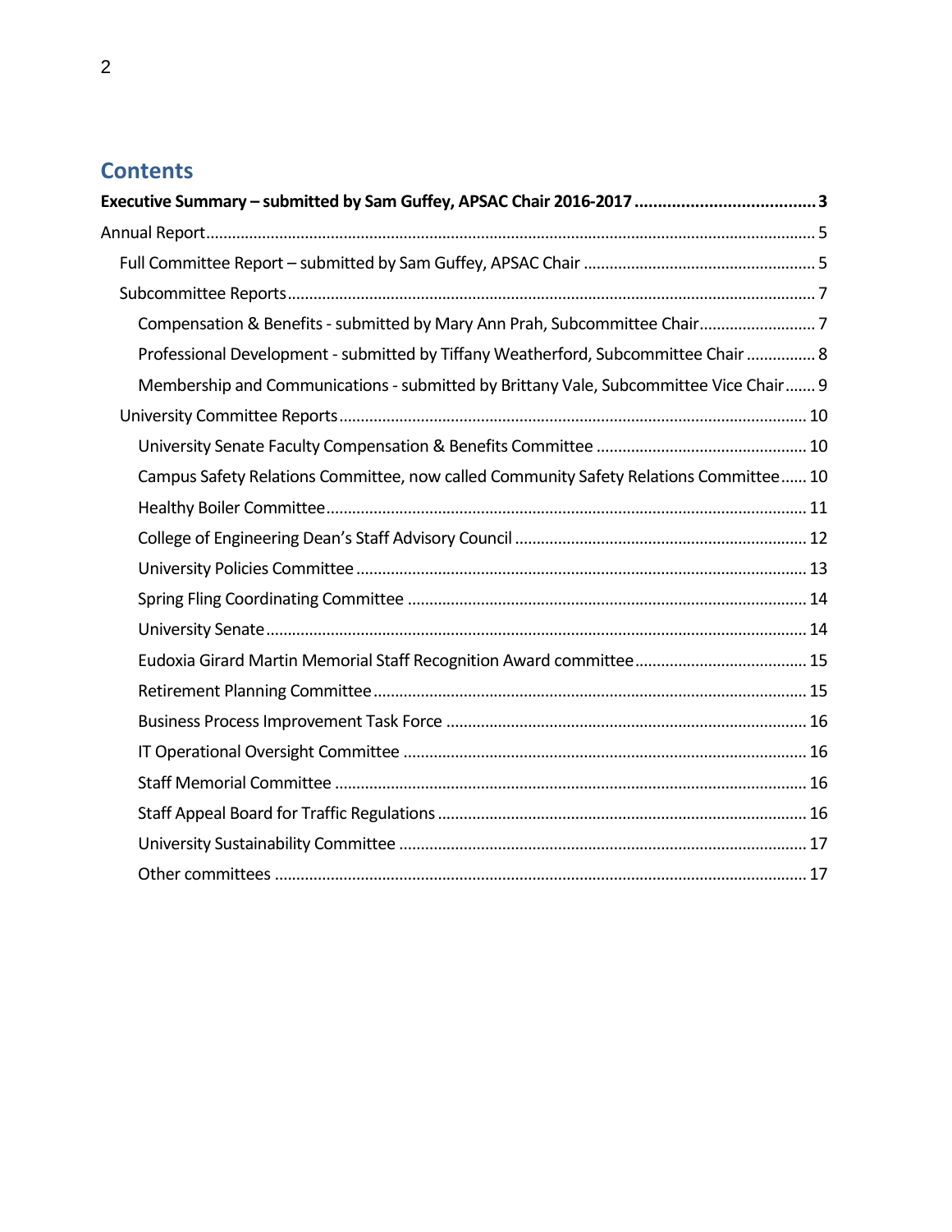## Contents

**Executive Summary – submitted by Sam Guffey, APSAC Chair 2016-2017 ........................................ 3**

Annual Report ........................................................................................................................................ 5

- Full Committee Report – submitted by Sam Guffey, APSAC Chair ...................................................... 5
- Subcommittee Reports ......................................................................................................................... 7
  - Compensation & Benefits - submitted by Mary Ann Prah, Subcommittee Chair ........................... 7
  - Professional Development - submitted by Tiffany Weatherford, Subcommittee Chair ................ 8
  - Membership and Communications - submitted by Brittany Vale, Subcommittee Vice Chair ....... 9
- University Committee Reports ........................................................................................................... 10
  - University Senate Faculty Compensation & Benefits Committee ................................................ 10
  - Campus Safety Relations Committee, now called Community Safety Relations Committee ...... 10
  - Healthy Boiler Committee .............................................................................................................. 11
  - College of Engineering Dean's Staff Advisory Council ................................................................... 12
  - University Policies Committee ....................................................................................................... 13
  - Spring Fling Coordinating Committee ........................................................................................... 14
  - University Senate ............................................................................................................................ 14
  - Eudoxia Girard Martin Memorial Staff Recognition Award committee ........................................ 15
  - Retirement Planning Committee ................................................................................................... 15
  - Business Process Improvement Task Force ................................................................................... 16
  - IT Operational Oversight Committee ............................................................................................. 16
  - Staff Memorial Committee ............................................................................................................ 16
  - Staff Appeal Board for Traffic Regulations ..................................................................................... 16
  - University Sustainability Committee ............................................................................................. 17
  - Other committees .......................................................................................................................... 17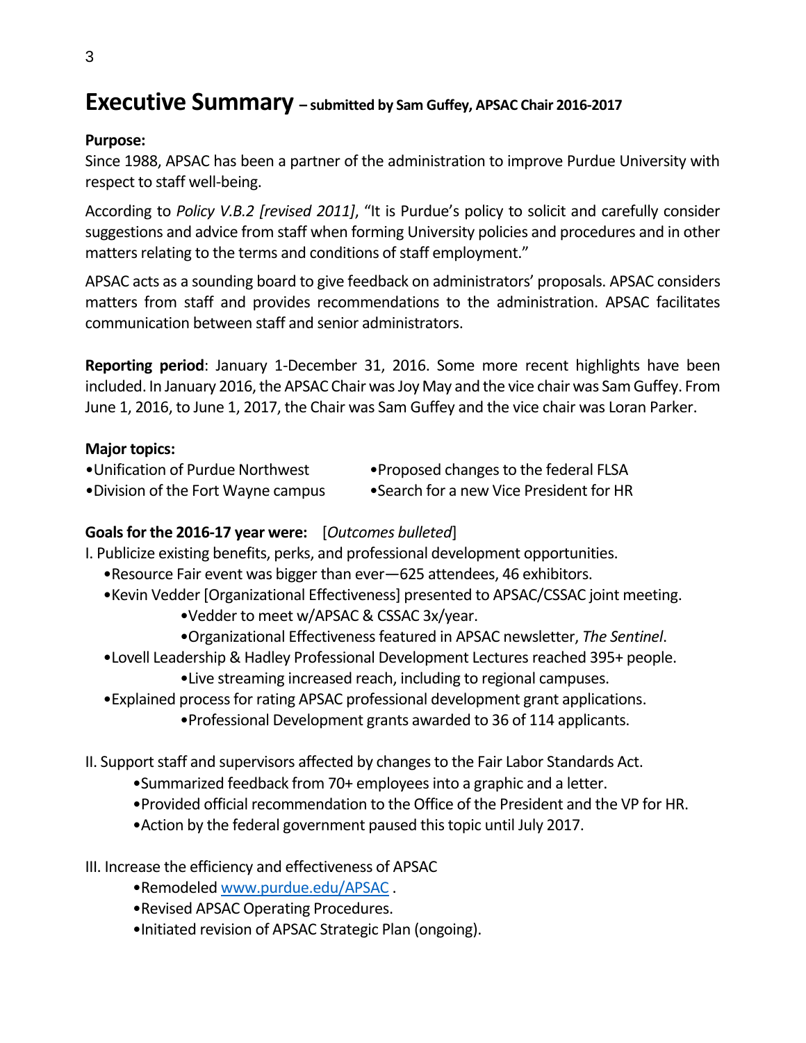# Executive Summary – submitted by Sam Guffey, APSAC Chair 2016-2017

**Purpose:**

Since 1988, APSAC has been a partner of the administration to improve Purdue University with respect to staff well-being.

According to *Policy V.B.2 [revised 2011]*, "It is Purdue's policy to solicit and carefully consider suggestions and advice from staff when forming University policies and procedures and in other matters relating to the terms and conditions of staff employment."

APSAC acts as a sounding board to give feedback on administrators' proposals. APSAC considers matters from staff and provides recommendations to the administration. APSAC facilitates communication between staff and senior administrators.

**Reporting period**: January 1-December 31, 2016. Some more recent highlights have been included. In January 2016, the APSAC Chair was Joy May and the vice chair was Sam Guffey. From June 1, 2016, to June 1, 2017, the Chair was Sam Guffey and the vice chair was Loran Parker.

**Major topics:**

- Unification of Purdue Northwest
- Division of the Fort Wayne campus
- Proposed changes to the federal FLSA
- Search for a new Vice President for HR

**Goals for the 2016-17 year were:** [*Outcomes bulleted*]

I. Publicize existing benefits, perks, and professional development opportunities.

- Resource Fair event was bigger than ever—625 attendees, 46 exhibitors.
- Kevin Vedder [Organizational Effectiveness] presented to APSAC/CSSAC joint meeting.
    - Vedder to meet w/APSAC & CSSAC 3x/year.
    - Organizational Effectiveness featured in APSAC newsletter, *The Sentinel*.
- Lovell Leadership & Hadley Professional Development Lectures reached 395+ people.
    - Live streaming increased reach, including to regional campuses.
- Explained process for rating APSAC professional development grant applications.
    - Professional Development grants awarded to 36 of 114 applicants.

II. Support staff and supervisors affected by changes to the Fair Labor Standards Act.

- Summarized feedback from 70+ employees into a graphic and a letter.
- Provided official recommendation to the Office of the President and the VP for HR.
- Action by the federal government paused this topic until July 2017.

III. Increase the efficiency and effectiveness of APSAC

- Remodeled [www.purdue.edu/APSAC](www.purdue.edu/APSAC) .
- Revised APSAC Operating Procedures.
- Initiated revision of APSAC Strategic Plan (ongoing).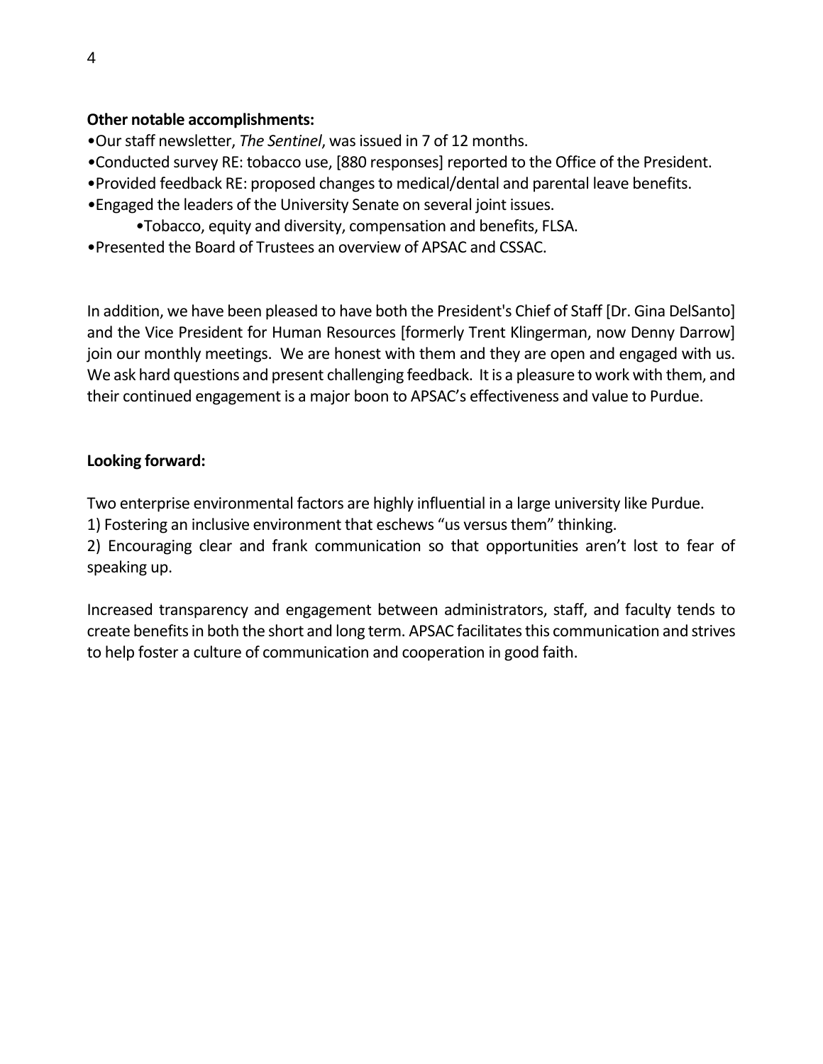**Other notable accomplishments:**

- Our staff newsletter, *The Sentinel*, was issued in 7 of 12 months.
- Conducted survey RE: tobacco use, [880 responses] reported to the Office of the President.
- Provided feedback RE: proposed changes to medical/dental and parental leave benefits.
- Engaged the leaders of the University Senate on several joint issues.
    - Tobacco, equity and diversity, compensation and benefits, FLSA.
- Presented the Board of Trustees an overview of APSAC and CSSAC.

In addition, we have been pleased to have both the President's Chief of Staff [Dr. Gina DelSanto] and the Vice President for Human Resources [formerly Trent Klingerman, now Denny Darrow] join our monthly meetings. We are honest with them and they are open and engaged with us. We ask hard questions and present challenging feedback. It is a pleasure to work with them, and their continued engagement is a major boon to APSAC's effectiveness and value to Purdue.

**Looking forward:**

Two enterprise environmental factors are highly influential in a large university like Purdue.
1) Fostering an inclusive environment that eschews "us versus them" thinking.
2) Encouraging clear and frank communication so that opportunities aren't lost to fear of speaking up.

Increased transparency and engagement between administrators, staff, and faculty tends to create benefits in both the short and long term. APSAC facilitates this communication and strives to help foster a culture of communication and cooperation in good faith.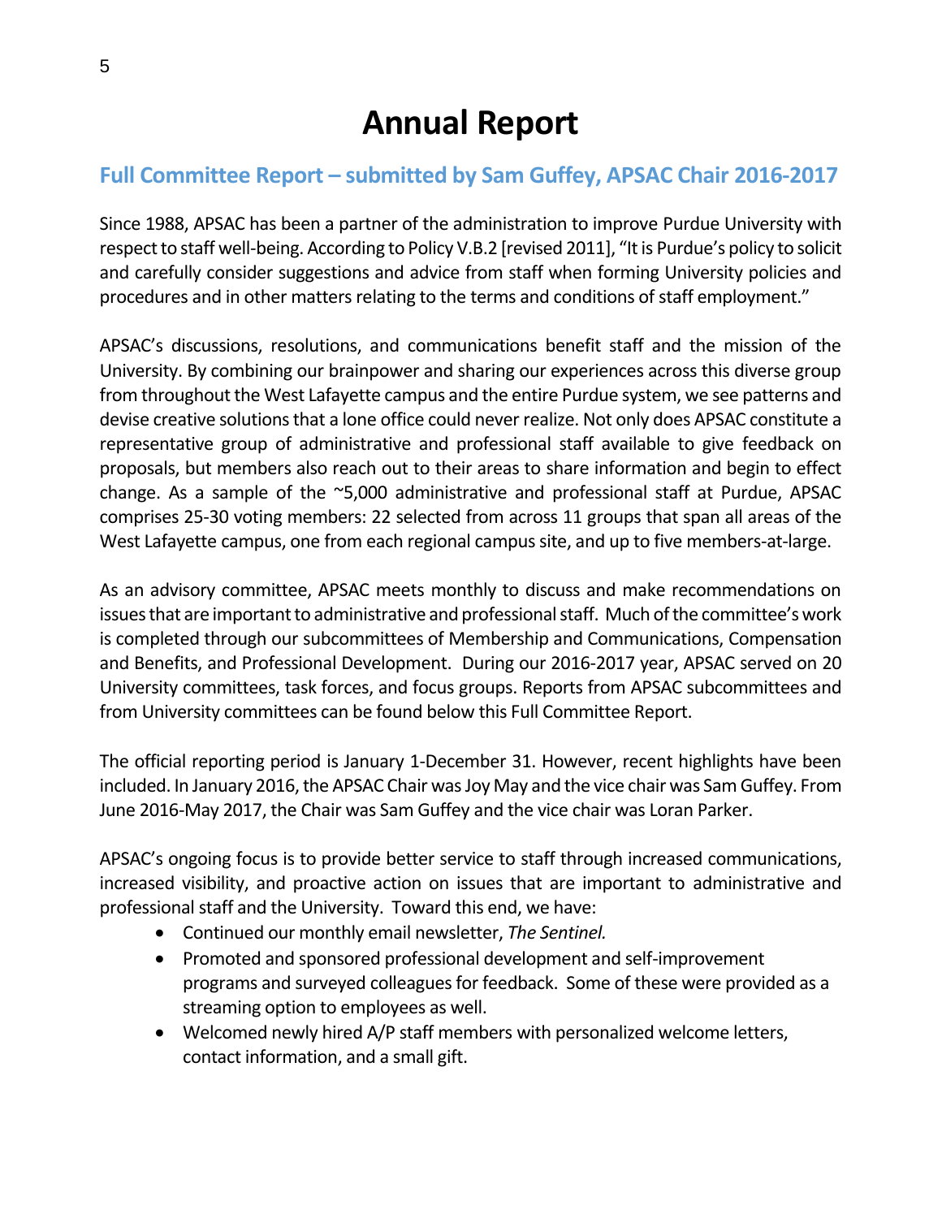# Annual Report

## Full Committee Report – submitted by Sam Guffey, APSAC Chair 2016-2017

Since 1988, APSAC has been a partner of the administration to improve Purdue University with respect to staff well-being. According to Policy V.B.2 [revised 2011], "It is Purdue's policy to solicit and carefully consider suggestions and advice from staff when forming University policies and procedures and in other matters relating to the terms and conditions of staff employment."

APSAC's discussions, resolutions, and communications benefit staff and the mission of the University. By combining our brainpower and sharing our experiences across this diverse group from throughout the West Lafayette campus and the entire Purdue system, we see patterns and devise creative solutions that a lone office could never realize. Not only does APSAC constitute a representative group of administrative and professional staff available to give feedback on proposals, but members also reach out to their areas to share information and begin to effect change. As a sample of the ~5,000 administrative and professional staff at Purdue, APSAC comprises 25-30 voting members: 22 selected from across 11 groups that span all areas of the West Lafayette campus, one from each regional campus site, and up to five members-at-large.

As an advisory committee, APSAC meets monthly to discuss and make recommendations on issues that are important to administrative and professional staff. Much of the committee's work is completed through our subcommittees of Membership and Communications, Compensation and Benefits, and Professional Development. During our 2016-2017 year, APSAC served on 20 University committees, task forces, and focus groups. Reports from APSAC subcommittees and from University committees can be found below this Full Committee Report.

The official reporting period is January 1-December 31. However, recent highlights have been included. In January 2016, the APSAC Chair was Joy May and the vice chair was Sam Guffey. From June 2016-May 2017, the Chair was Sam Guffey and the vice chair was Loran Parker.

APSAC's ongoing focus is to provide better service to staff through increased communications, increased visibility, and proactive action on issues that are important to administrative and professional staff and the University. Toward this end, we have:

- Continued our monthly email newsletter, *The Sentinel.*
- Promoted and sponsored professional development and self-improvement programs and surveyed colleagues for feedback. Some of these were provided as a streaming option to employees as well.
- Welcomed newly hired A/P staff members with personalized welcome letters, contact information, and a small gift.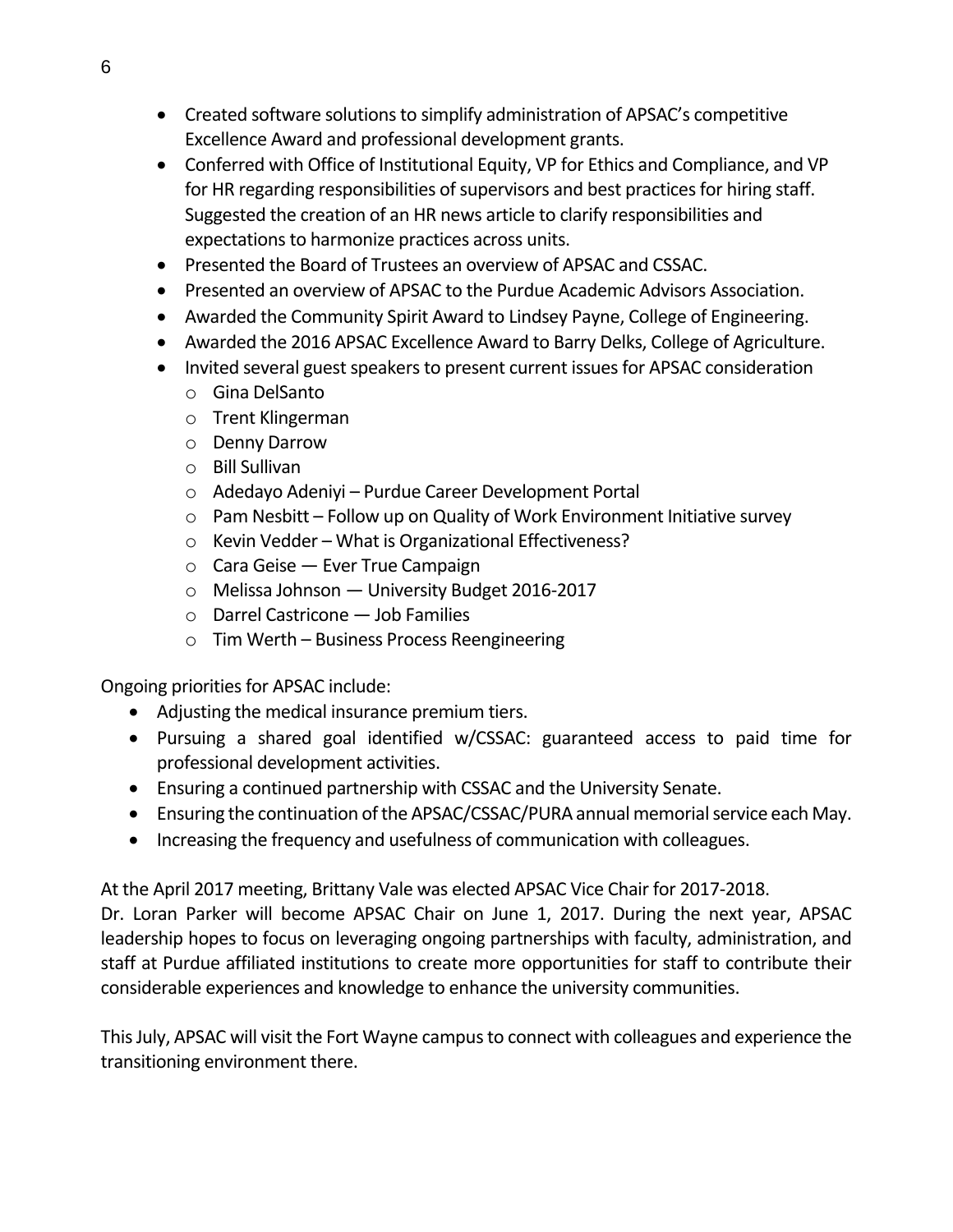- Created software solutions to simplify administration of APSAC's competitive Excellence Award and professional development grants.
- Conferred with Office of Institutional Equity, VP for Ethics and Compliance, and VP for HR regarding responsibilities of supervisors and best practices for hiring staff. Suggested the creation of an HR news article to clarify responsibilities and expectations to harmonize practices across units.
- Presented the Board of Trustees an overview of APSAC and CSSAC.
- Presented an overview of APSAC to the Purdue Academic Advisors Association.
- Awarded the Community Spirit Award to Lindsey Payne, College of Engineering.
- Awarded the 2016 APSAC Excellence Award to Barry Delks, College of Agriculture.
- Invited several guest speakers to present current issues for APSAC consideration
  - Gina DelSanto
  - Trent Klingerman
  - Denny Darrow
  - Bill Sullivan
  - Adedayo Adeniyi – Purdue Career Development Portal
  - Pam Nesbitt – Follow up on Quality of Work Environment Initiative survey
  - Kevin Vedder – What is Organizational Effectiveness?
  - Cara Geise — Ever True Campaign
  - Melissa Johnson — University Budget 2016-2017
  - Darrel Castricone — Job Families
  - Tim Werth – Business Process Reengineering

Ongoing priorities for APSAC include:

- Adjusting the medical insurance premium tiers.
- Pursuing a shared goal identified w/CSSAC: guaranteed access to paid time for professional development activities.
- Ensuring a continued partnership with CSSAC and the University Senate.
- Ensuring the continuation of the APSAC/CSSAC/PURA annual memorial service each May.
- Increasing the frequency and usefulness of communication with colleagues.

At the April 2017 meeting, Brittany Vale was elected APSAC Vice Chair for 2017-2018. Dr. Loran Parker will become APSAC Chair on June 1, 2017. During the next year, APSAC leadership hopes to focus on leveraging ongoing partnerships with faculty, administration, and staff at Purdue affiliated institutions to create more opportunities for staff to contribute their considerable experiences and knowledge to enhance the university communities.

This July, APSAC will visit the Fort Wayne campus to connect with colleagues and experience the transitioning environment there.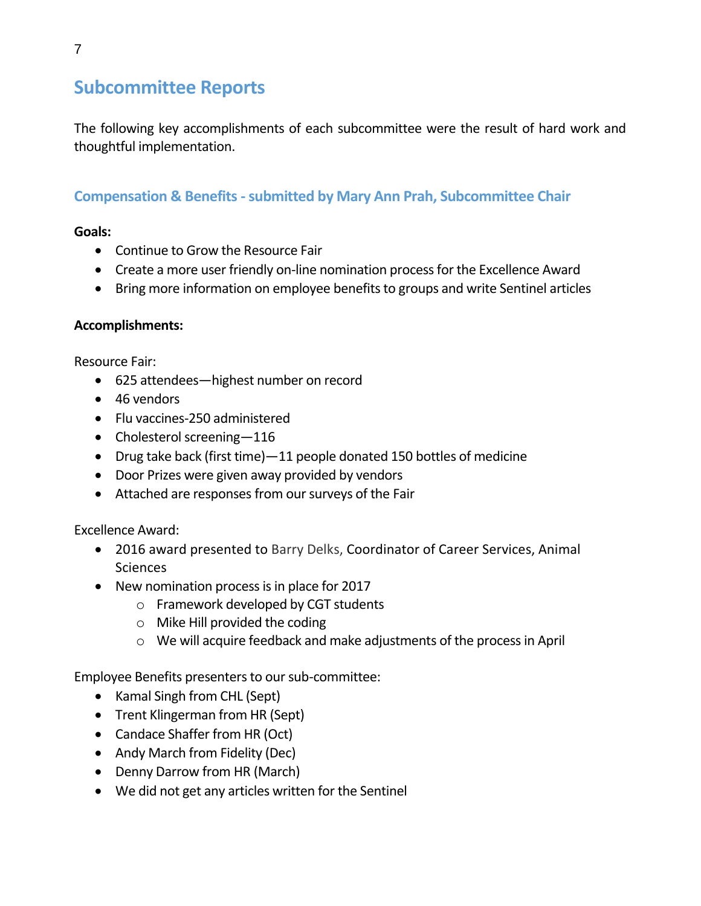## Subcommittee Reports

The following key accomplishments of each subcommittee were the result of hard work and thoughtful implementation.

### Compensation & Benefits - submitted by Mary Ann Prah, Subcommittee Chair

**Goals:**

- Continue to Grow the Resource Fair
- Create a more user friendly on-line nomination process for the Excellence Award
- Bring more information on employee benefits to groups and write Sentinel articles

**Accomplishments:**

Resource Fair:

- 625 attendees—highest number on record
- 46 vendors
- Flu vaccines-250 administered
- Cholesterol screening—116
- Drug take back (first time)—11 people donated 150 bottles of medicine
- Door Prizes were given away provided by vendors
- Attached are responses from our surveys of the Fair

Excellence Award:

- 2016 award presented to Barry Delks, Coordinator of Career Services, Animal Sciences
- New nomination process is in place for 2017
  - Framework developed by CGT students
  - Mike Hill provided the coding
  - We will acquire feedback and make adjustments of the process in April

Employee Benefits presenters to our sub-committee:

- Kamal Singh from CHL (Sept)
- Trent Klingerman from HR (Sept)
- Candace Shaffer from HR (Oct)
- Andy March from Fidelity (Dec)
- Denny Darrow from HR (March)
- We did not get any articles written for the Sentinel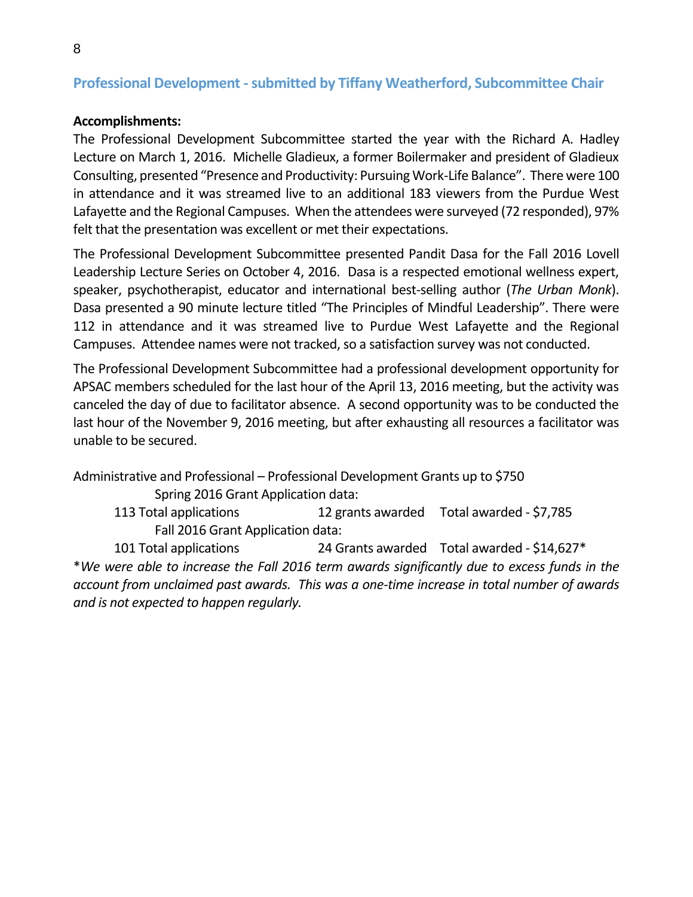## Professional Development - submitted by Tiffany Weatherford, Subcommittee Chair

**Accomplishments:**

The Professional Development Subcommittee started the year with the Richard A. Hadley Lecture on March 1, 2016. Michelle Gladieux, a former Boilermaker and president of Gladieux Consulting, presented "Presence and Productivity: Pursuing Work-Life Balance". There were 100 in attendance and it was streamed live to an additional 183 viewers from the Purdue West Lafayette and the Regional Campuses. When the attendees were surveyed (72 responded), 97% felt that the presentation was excellent or met their expectations.

The Professional Development Subcommittee presented Pandit Dasa for the Fall 2016 Lovell Leadership Lecture Series on October 4, 2016. Dasa is a respected emotional wellness expert, speaker, psychotherapist, educator and international best-selling author (*The Urban Monk*). Dasa presented a 90 minute lecture titled "The Principles of Mindful Leadership". There were 112 in attendance and it was streamed live to Purdue West Lafayette and the Regional Campuses. Attendee names were not tracked, so a satisfaction survey was not conducted.

The Professional Development Subcommittee had a professional development opportunity for APSAC members scheduled for the last hour of the April 13, 2016 meeting, but the activity was canceled the day of due to facilitator absence. A second opportunity was to be conducted the last hour of the November 9, 2016 meeting, but after exhausting all resources a facilitator was unable to be secured.

Administrative and Professional – Professional Development Grants up to $750

Spring 2016 Grant Application data:

| 113 Total applications | 12 grants awarded | Total awarded - $7,785 |
|---|---|---|

Fall 2016 Grant Application data:

| 101 Total applications | 24 Grants awarded | Total awarded - $14,627* |
|---|---|---|

*\*We were able to increase the Fall 2016 term awards significantly due to excess funds in the account from unclaimed past awards. This was a one-time increase in total number of awards and is not expected to happen regularly.*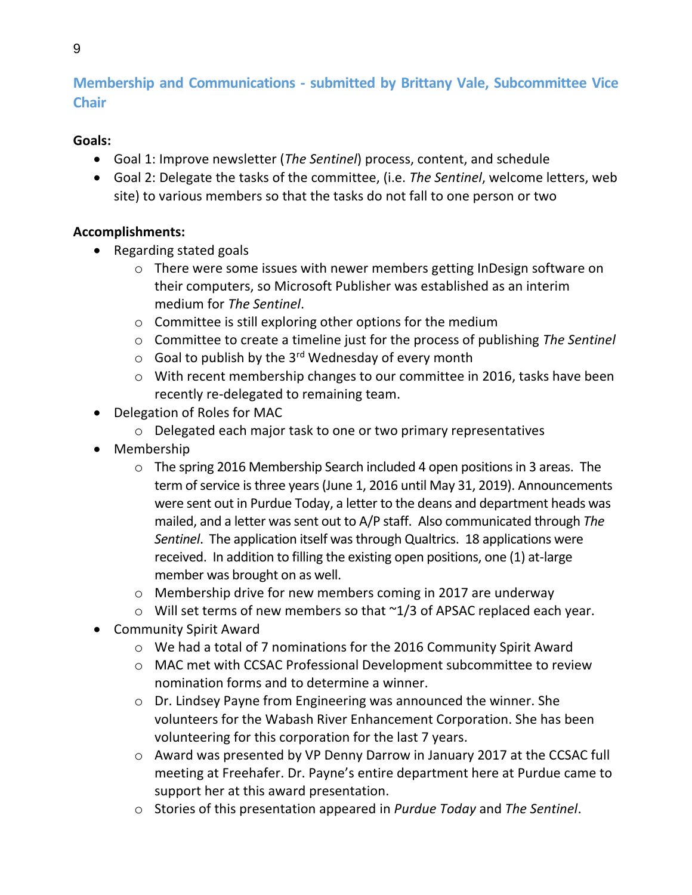## Membership and Communications - submitted by Brittany Vale, Subcommittee Vice Chair

**Goals:**

- Goal 1: Improve newsletter (*The Sentinel*) process, content, and schedule
- Goal 2: Delegate the tasks of the committee, (i.e. *The Sentinel*, welcome letters, web site) to various members so that the tasks do not fall to one person or two

**Accomplishments:**

- Regarding stated goals
  - There were some issues with newer members getting InDesign software on their computers, so Microsoft Publisher was established as an interim medium for *The Sentinel*.
  - Committee is still exploring other options for the medium
  - Committee to create a timeline just for the process of publishing *The Sentinel*
  - Goal to publish by the 3rd Wednesday of every month
  - With recent membership changes to our committee in 2016, tasks have been recently re-delegated to remaining team.
- Delegation of Roles for MAC
  - Delegated each major task to one or two primary representatives
- Membership
  - The spring 2016 Membership Search included 4 open positions in 3 areas. The term of service is three years (June 1, 2016 until May 31, 2019). Announcements were sent out in Purdue Today, a letter to the deans and department heads was mailed, and a letter was sent out to A/P staff. Also communicated through *The Sentinel*. The application itself was through Qualtrics. 18 applications were received. In addition to filling the existing open positions, one (1) at-large member was brought on as well.
  - Membership drive for new members coming in 2017 are underway
  - Will set terms of new members so that ~1/3 of APSAC replaced each year.
- Community Spirit Award
  - We had a total of 7 nominations for the 2016 Community Spirit Award
  - MAC met with CCSAC Professional Development subcommittee to review nomination forms and to determine a winner.
  - Dr. Lindsey Payne from Engineering was announced the winner. She volunteers for the Wabash River Enhancement Corporation. She has been volunteering for this corporation for the last 7 years.
  - Award was presented by VP Denny Darrow in January 2017 at the CCSAC full meeting at Freehafer. Dr. Payne's entire department here at Purdue came to support her at this award presentation.
  - Stories of this presentation appeared in *Purdue Today* and *The Sentinel*.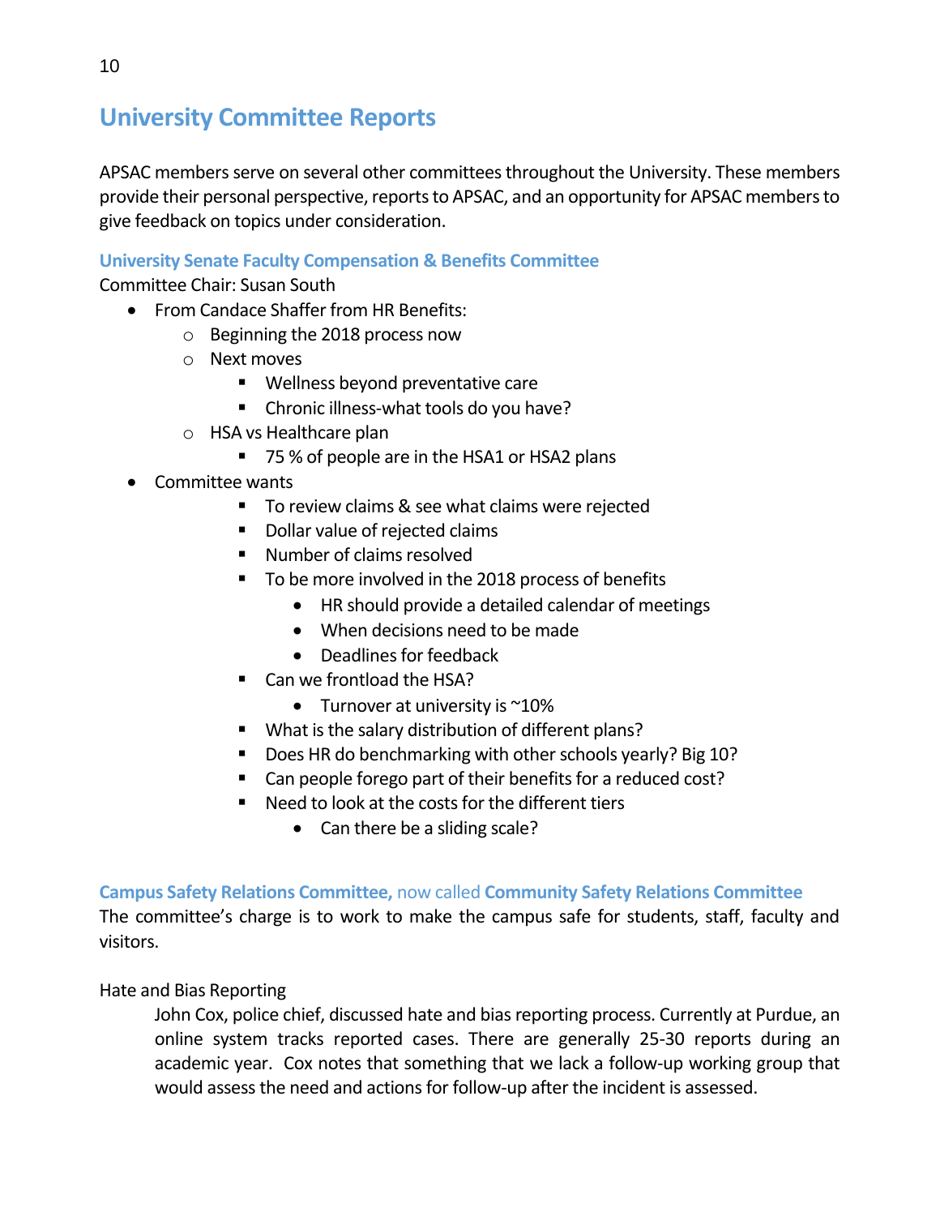## University Committee Reports

APSAC members serve on several other committees throughout the University. These members provide their personal perspective, reports to APSAC, and an opportunity for APSAC members to give feedback on topics under consideration.

### University Senate Faculty Compensation & Benefits Committee

Committee Chair: Susan South

- From Candace Shaffer from HR Benefits:
  - Beginning the 2018 process now
  - Next moves
    - Wellness beyond preventative care
    - Chronic illness-what tools do you have?
  - HSA vs Healthcare plan
    - 75 % of people are in the HSA1 or HSA2 plans
- Committee wants
    - To review claims & see what claims were rejected
    - Dollar value of rejected claims
    - Number of claims resolved
    - To be more involved in the 2018 process of benefits
      - HR should provide a detailed calendar of meetings
      - When decisions need to be made
      - Deadlines for feedback
    - Can we frontload the HSA?
      - Turnover at university is ~10%
    - What is the salary distribution of different plans?
    - Does HR do benchmarking with other schools yearly? Big 10?
    - Can people forego part of their benefits for a reduced cost?
    - Need to look at the costs for the different tiers
      - Can there be a sliding scale?

### Campus Safety Relations Committee, now called Community Safety Relations Committee

The committee's charge is to work to make the campus safe for students, staff, faculty and visitors.

Hate and Bias Reporting

> John Cox, police chief, discussed hate and bias reporting process. Currently at Purdue, an online system tracks reported cases. There are generally 25-30 reports during an academic year. Cox notes that something that we lack a follow-up working group that would assess the need and actions for follow-up after the incident is assessed.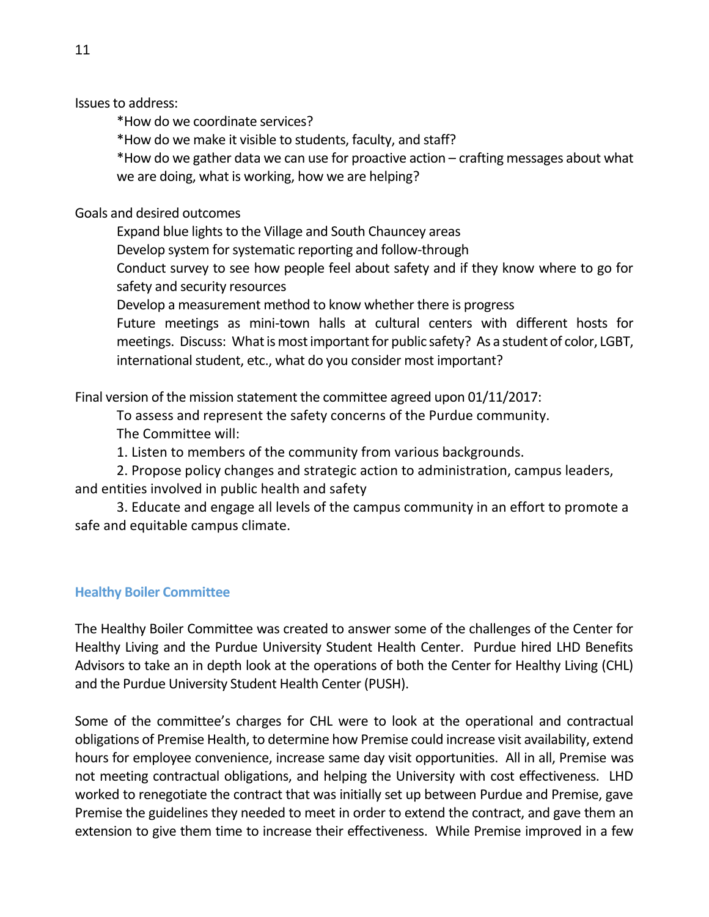Issues to address:

*How do we coordinate services?

*How do we make it visible to students, faculty, and staff?

*How do we gather data we can use for proactive action – crafting messages about what we are doing, what is working, how we are helping?

Goals and desired outcomes

Expand blue lights to the Village and South Chauncey areas

Develop system for systematic reporting and follow-through

Conduct survey to see how people feel about safety and if they know where to go for safety and security resources

Develop a measurement method to know whether there is progress

Future meetings as mini-town halls at cultural centers with different hosts for meetings. Discuss: What is most important for public safety? As a student of color, LGBT, international student, etc., what do you consider most important?

Final version of the mission statement the committee agreed upon 01/11/2017:

To assess and represent the safety concerns of the Purdue community.

The Committee will:

1. Listen to members of the community from various backgrounds.
2. Propose policy changes and strategic action to administration, campus leaders, and entities involved in public health and safety
3. Educate and engage all levels of the campus community in an effort to promote a safe and equitable campus climate.

## Healthy Boiler Committee

The Healthy Boiler Committee was created to answer some of the challenges of the Center for Healthy Living and the Purdue University Student Health Center. Purdue hired LHD Benefits Advisors to take an in depth look at the operations of both the Center for Healthy Living (CHL) and the Purdue University Student Health Center (PUSH).

Some of the committee's charges for CHL were to look at the operational and contractual obligations of Premise Health, to determine how Premise could increase visit availability, extend hours for employee convenience, increase same day visit opportunities. All in all, Premise was not meeting contractual obligations, and helping the University with cost effectiveness. LHD worked to renegotiate the contract that was initially set up between Purdue and Premise, gave Premise the guidelines they needed to meet in order to extend the contract, and gave them an extension to give them time to increase their effectiveness. While Premise improved in a few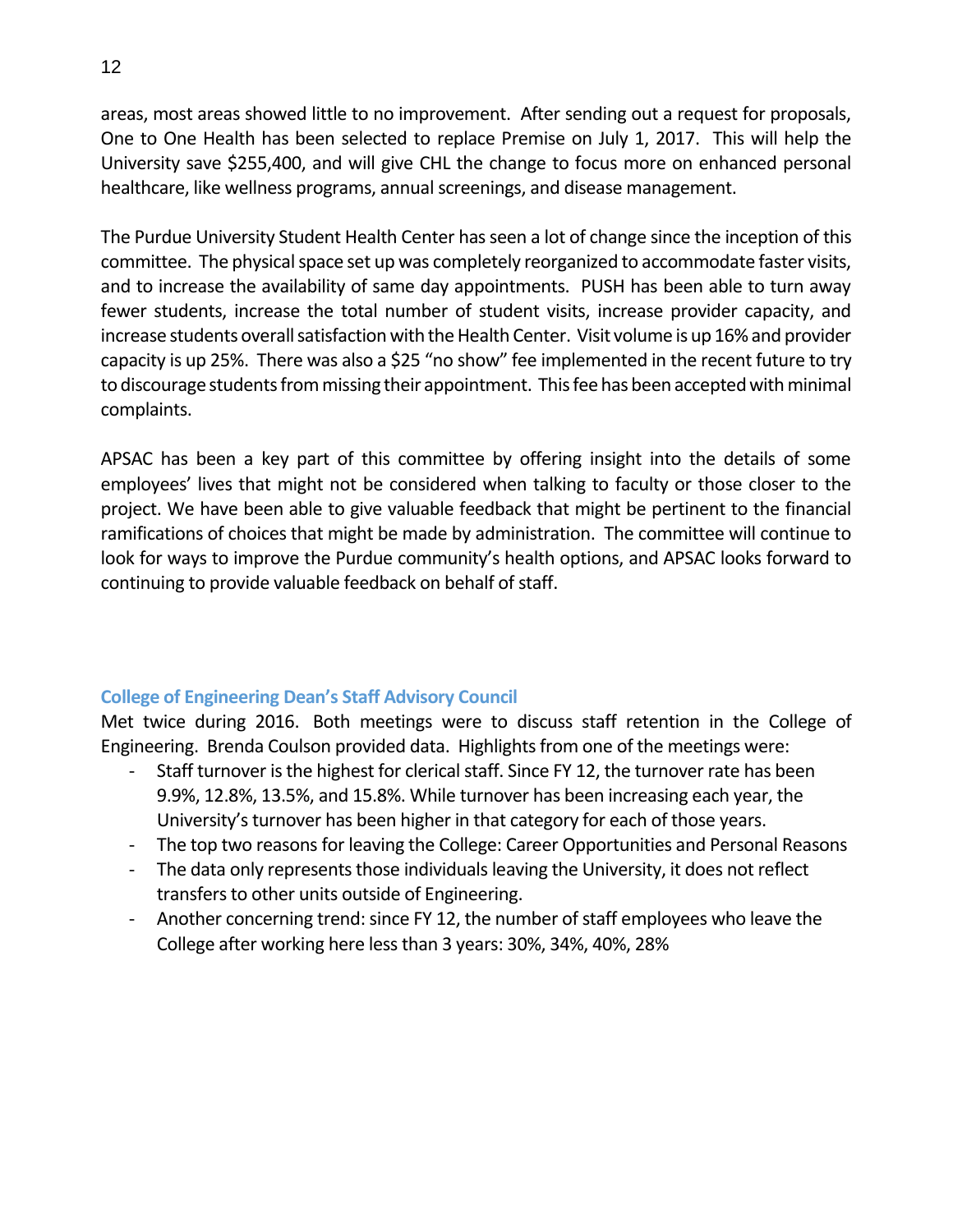areas, most areas showed little to no improvement. After sending out a request for proposals, One to One Health has been selected to replace Premise on July 1, 2017. This will help the University save $255,400, and will give CHL the change to focus more on enhanced personal healthcare, like wellness programs, annual screenings, and disease management.

The Purdue University Student Health Center has seen a lot of change since the inception of this committee. The physical space set up was completely reorganized to accommodate faster visits, and to increase the availability of same day appointments. PUSH has been able to turn away fewer students, increase the total number of student visits, increase provider capacity, and increase students overall satisfaction with the Health Center. Visit volume is up 16% and provider capacity is up 25%. There was also a $25 "no show" fee implemented in the recent future to try to discourage students from missing their appointment. This fee has been accepted with minimal complaints.

APSAC has been a key part of this committee by offering insight into the details of some employees' lives that might not be considered when talking to faculty or those closer to the project. We have been able to give valuable feedback that might be pertinent to the financial ramifications of choices that might be made by administration. The committee will continue to look for ways to improve the Purdue community's health options, and APSAC looks forward to continuing to provide valuable feedback on behalf of staff.

### College of Engineering Dean's Staff Advisory Council

Met twice during 2016. Both meetings were to discuss staff retention in the College of Engineering. Brenda Coulson provided data. Highlights from one of the meetings were:

- Staff turnover is the highest for clerical staff. Since FY 12, the turnover rate has been 9.9%, 12.8%, 13.5%, and 15.8%. While turnover has been increasing each year, the University's turnover has been higher in that category for each of those years.
- The top two reasons for leaving the College: Career Opportunities and Personal Reasons
- The data only represents those individuals leaving the University, it does not reflect transfers to other units outside of Engineering.
- Another concerning trend: since FY 12, the number of staff employees who leave the College after working here less than 3 years: 30%, 34%, 40%, 28%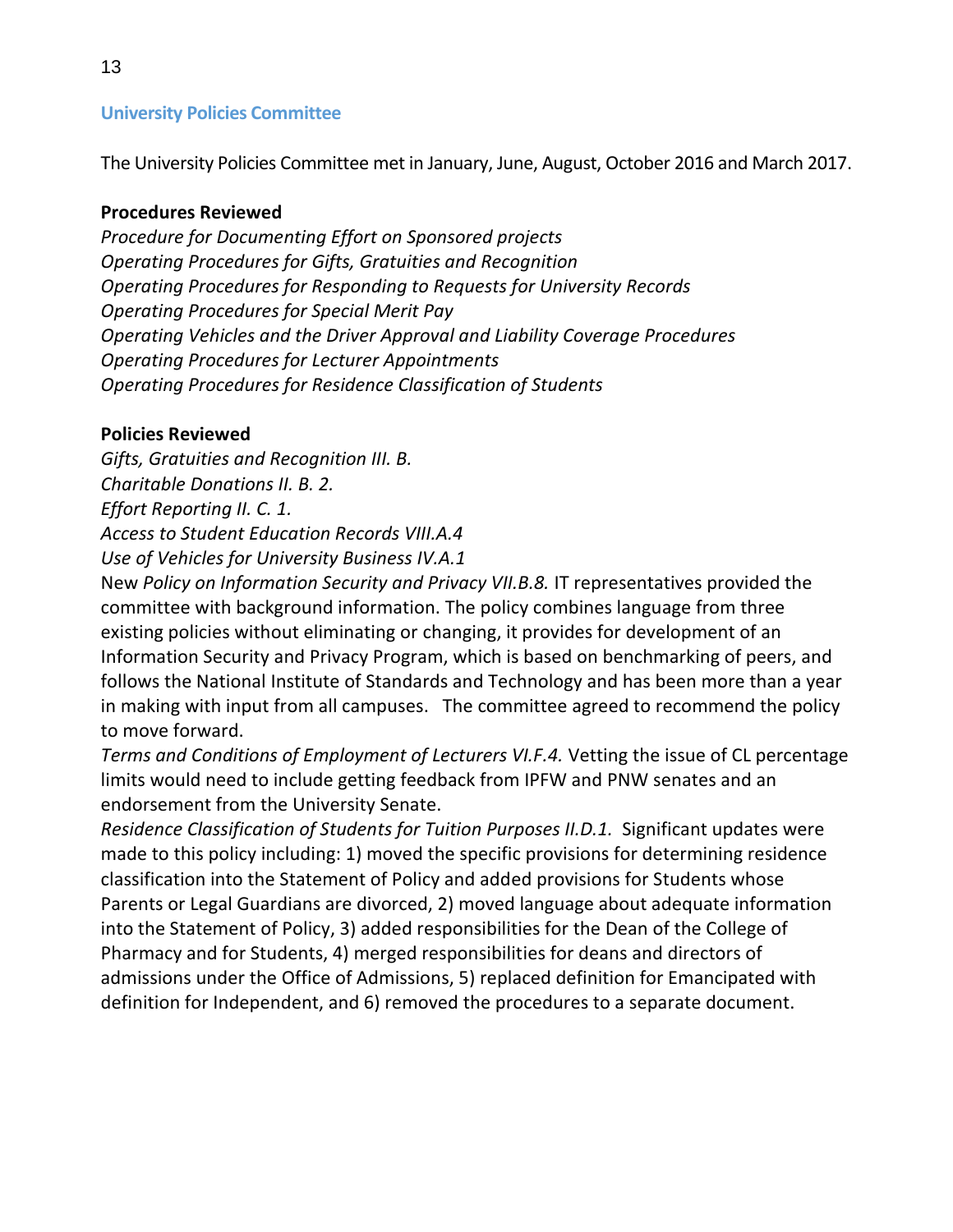## University Policies Committee

The University Policies Committee met in January, June, August, October 2016 and March 2017.

**Procedures Reviewed**

*Procedure for Documenting Effort on Sponsored projects*
*Operating Procedures for Gifts, Gratuities and Recognition*
*Operating Procedures for Responding to Requests for University Records*
*Operating Procedures for Special Merit Pay*
*Operating Vehicles and the Driver Approval and Liability Coverage Procedures*
*Operating Procedures for Lecturer Appointments*
*Operating Procedures for Residence Classification of Students*

**Policies Reviewed**

*Gifts, Gratuities and Recognition III. B.*
*Charitable Donations II. B. 2.*
*Effort Reporting II. C. 1.*
*Access to Student Education Records VIII.A.4*
*Use of Vehicles for University Business IV.A.1*
New *Policy on Information Security and Privacy VII.B.8.* IT representatives provided the committee with background information. The policy combines language from three existing policies without eliminating or changing, it provides for development of an Information Security and Privacy Program, which is based on benchmarking of peers, and follows the National Institute of Standards and Technology and has been more than a year in making with input from all campuses. The committee agreed to recommend the policy to move forward.
*Terms and Conditions of Employment of Lecturers VI.F.4.* Vetting the issue of CL percentage limits would need to include getting feedback from IPFW and PNW senates and an endorsement from the University Senate.
*Residence Classification of Students for Tuition Purposes II.D.1.* Significant updates were made to this policy including: 1) moved the specific provisions for determining residence classification into the Statement of Policy and added provisions for Students whose Parents or Legal Guardians are divorced, 2) moved language about adequate information into the Statement of Policy, 3) added responsibilities for the Dean of the College of Pharmacy and for Students, 4) merged responsibilities for deans and directors of admissions under the Office of Admissions, 5) replaced definition for Emancipated with definition for Independent, and 6) removed the procedures to a separate document.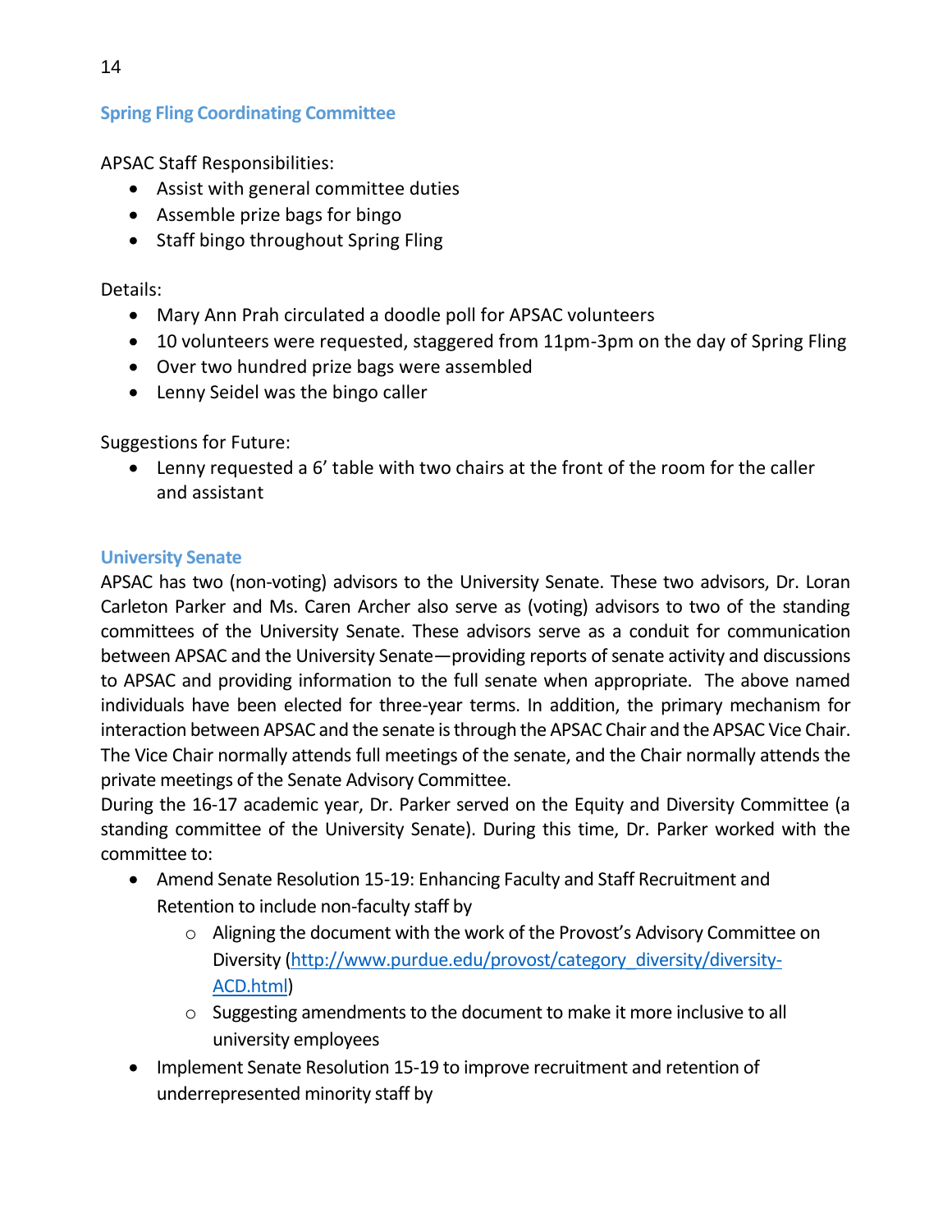### Spring Fling Coordinating Committee

APSAC Staff Responsibilities:

- Assist with general committee duties
- Assemble prize bags for bingo
- Staff bingo throughout Spring Fling

Details:

- Mary Ann Prah circulated a doodle poll for APSAC volunteers
- 10 volunteers were requested, staggered from 11pm-3pm on the day of Spring Fling
- Over two hundred prize bags were assembled
- Lenny Seidel was the bingo caller

Suggestions for Future:

- Lenny requested a 6' table with two chairs at the front of the room for the caller and assistant

### University Senate

APSAC has two (non-voting) advisors to the University Senate. These two advisors, Dr. Loran Carleton Parker and Ms. Caren Archer also serve as (voting) advisors to two of the standing committees of the University Senate. These advisors serve as a conduit for communication between APSAC and the University Senate—providing reports of senate activity and discussions to APSAC and providing information to the full senate when appropriate. The above named individuals have been elected for three-year terms. In addition, the primary mechanism for interaction between APSAC and the senate is through the APSAC Chair and the APSAC Vice Chair. The Vice Chair normally attends full meetings of the senate, and the Chair normally attends the private meetings of the Senate Advisory Committee.

During the 16-17 academic year, Dr. Parker served on the Equity and Diversity Committee (a standing committee of the University Senate). During this time, Dr. Parker worked with the committee to:

- Amend Senate Resolution 15-19: Enhancing Faculty and Staff Recruitment and Retention to include non-faculty staff by
    - Aligning the document with the work of the Provost's Advisory Committee on Diversity (http://www.purdue.edu/provost/category_diversity/diversity-ACD.html)
    - Suggesting amendments to the document to make it more inclusive to all university employees
- Implement Senate Resolution 15-19 to improve recruitment and retention of underrepresented minority staff by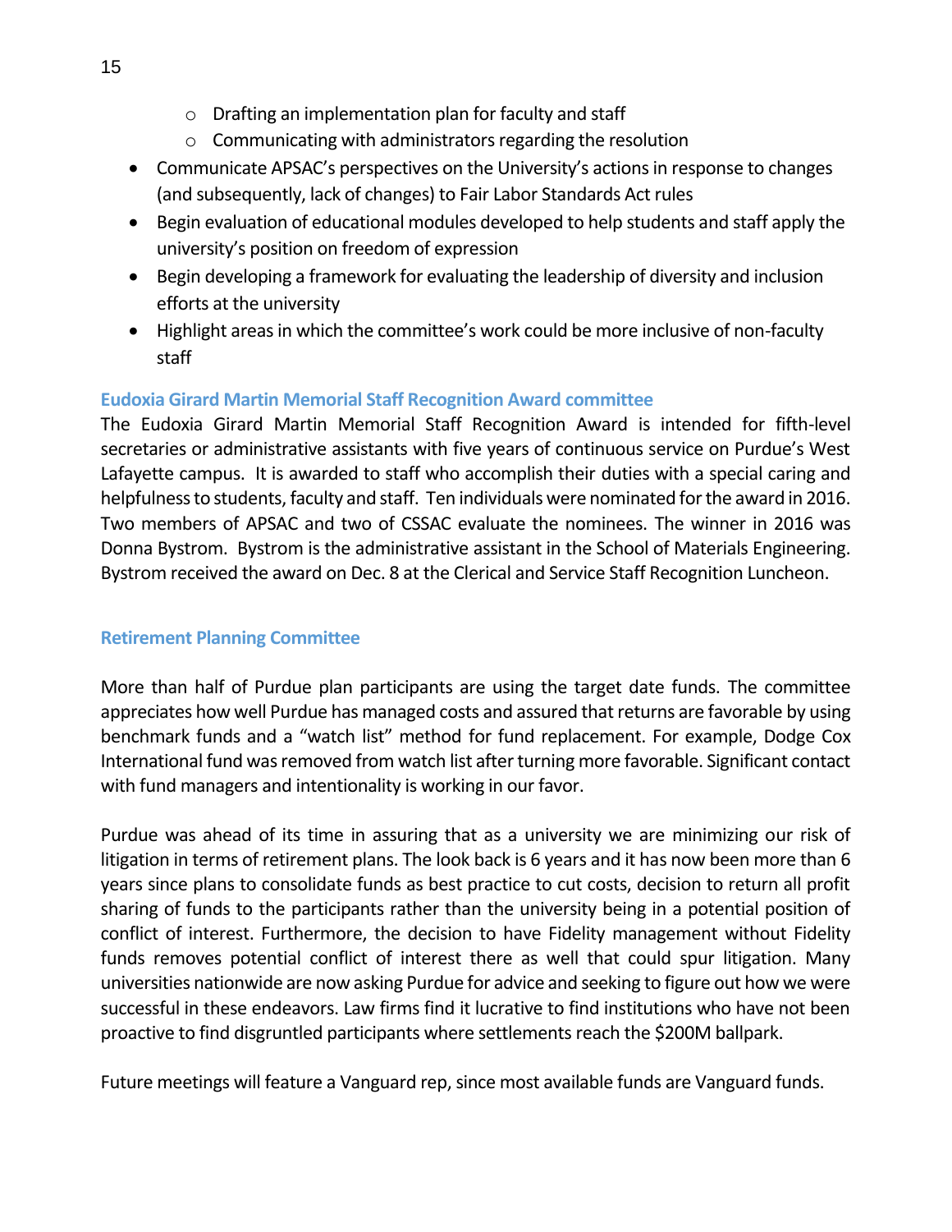- Drafting an implementation plan for faculty and staff
    - Communicating with administrators regarding the resolution
- Communicate APSAC's perspectives on the University's actions in response to changes (and subsequently, lack of changes) to Fair Labor Standards Act rules
- Begin evaluation of educational modules developed to help students and staff apply the university's position on freedom of expression
- Begin developing a framework for evaluating the leadership of diversity and inclusion efforts at the university
- Highlight areas in which the committee's work could be more inclusive of non-faculty staff

### Eudoxia Girard Martin Memorial Staff Recognition Award committee

The Eudoxia Girard Martin Memorial Staff Recognition Award is intended for fifth-level secretaries or administrative assistants with five years of continuous service on Purdue's West Lafayette campus. It is awarded to staff who accomplish their duties with a special caring and helpfulness to students, faculty and staff. Ten individuals were nominated for the award in 2016. Two members of APSAC and two of CSSAC evaluate the nominees. The winner in 2016 was Donna Bystrom. Bystrom is the administrative assistant in the School of Materials Engineering. Bystrom received the award on Dec. 8 at the Clerical and Service Staff Recognition Luncheon.

### Retirement Planning Committee

More than half of Purdue plan participants are using the target date funds. The committee appreciates how well Purdue has managed costs and assured that returns are favorable by using benchmark funds and a "watch list" method for fund replacement. For example, Dodge Cox International fund was removed from watch list after turning more favorable. Significant contact with fund managers and intentionality is working in our favor.

Purdue was ahead of its time in assuring that as a university we are minimizing our risk of litigation in terms of retirement plans. The look back is 6 years and it has now been more than 6 years since plans to consolidate funds as best practice to cut costs, decision to return all profit sharing of funds to the participants rather than the university being in a potential position of conflict of interest. Furthermore, the decision to have Fidelity management without Fidelity funds removes potential conflict of interest there as well that could spur litigation. Many universities nationwide are now asking Purdue for advice and seeking to figure out how we were successful in these endeavors. Law firms find it lucrative to find institutions who have not been proactive to find disgruntled participants where settlements reach the $200M ballpark.

Future meetings will feature a Vanguard rep, since most available funds are Vanguard funds.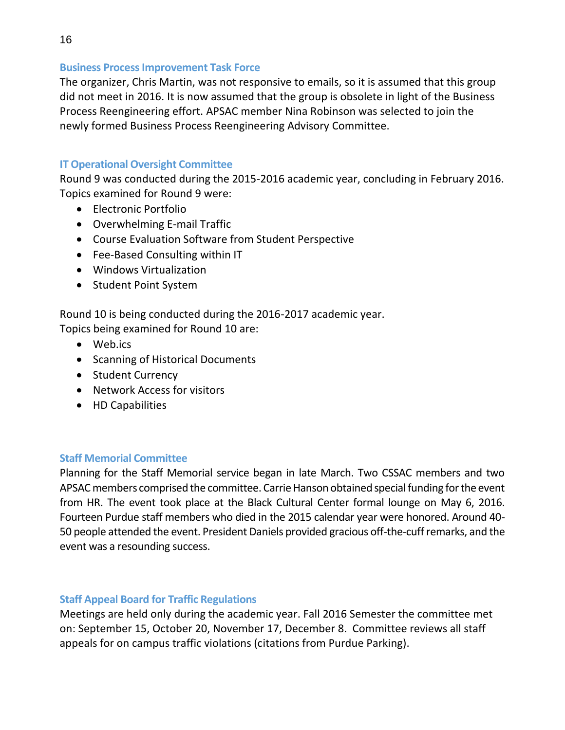### Business Process Improvement Task Force

The organizer, Chris Martin, was not responsive to emails, so it is assumed that this group did not meet in 2016. It is now assumed that the group is obsolete in light of the Business Process Reengineering effort. APSAC member Nina Robinson was selected to join the newly formed Business Process Reengineering Advisory Committee.

### IT Operational Oversight Committee

Round 9 was conducted during the 2015-2016 academic year, concluding in February 2016. Topics examined for Round 9 were:

- Electronic Portfolio
- Overwhelming E-mail Traffic
- Course Evaluation Software from Student Perspective
- Fee-Based Consulting within IT
- Windows Virtualization
- Student Point System

Round 10 is being conducted during the 2016-2017 academic year.
Topics being examined for Round 10 are:

- Web.ics
- Scanning of Historical Documents
- Student Currency
- Network Access for visitors
- HD Capabilities

### Staff Memorial Committee

Planning for the Staff Memorial service began in late March. Two CSSAC members and two APSAC members comprised the committee. Carrie Hanson obtained special funding for the event from HR. The event took place at the Black Cultural Center formal lounge on May 6, 2016. Fourteen Purdue staff members who died in the 2015 calendar year were honored. Around 40-50 people attended the event. President Daniels provided gracious off-the-cuff remarks, and the event was a resounding success.

### Staff Appeal Board for Traffic Regulations

Meetings are held only during the academic year. Fall 2016 Semester the committee met on: September 15, October 20, November 17, December 8. Committee reviews all staff appeals for on campus traffic violations (citations from Purdue Parking).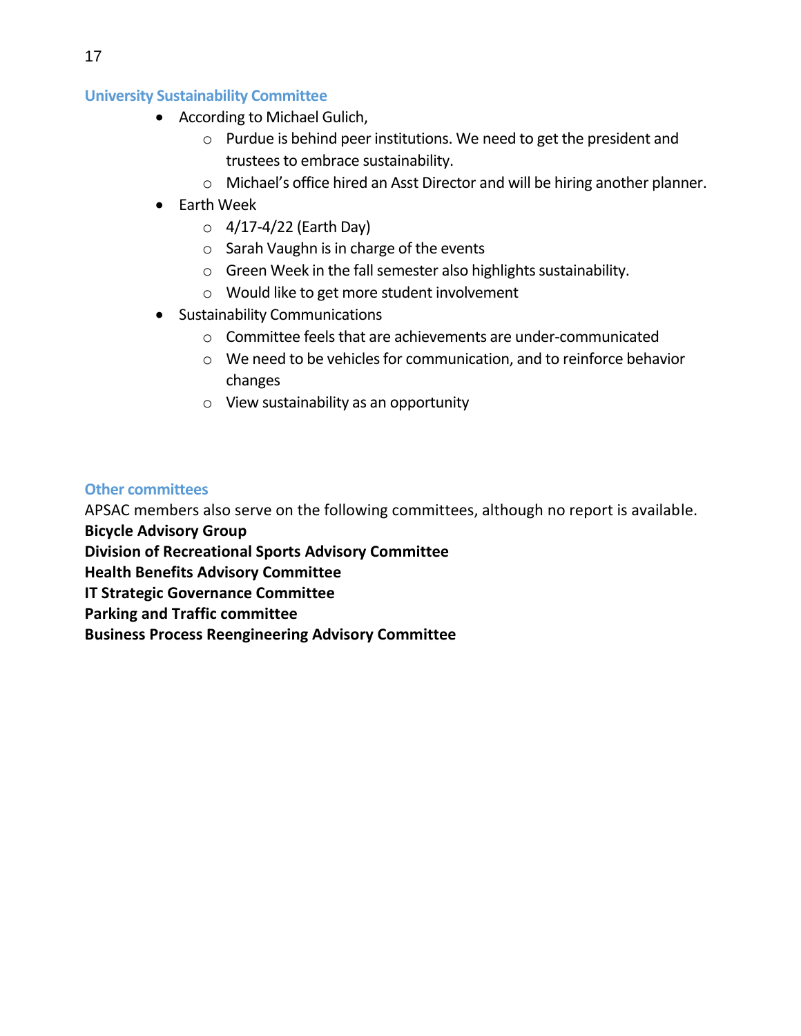### University Sustainability Committee

- According to Michael Gulich,
  - Purdue is behind peer institutions. We need to get the president and trustees to embrace sustainability.
  - Michael's office hired an Asst Director and will be hiring another planner.
- Earth Week
  - 4/17-4/22 (Earth Day)
  - Sarah Vaughn is in charge of the events
  - Green Week in the fall semester also highlights sustainability.
  - Would like to get more student involvement
- Sustainability Communications
  - Committee feels that are achievements are under-communicated
  - We need to be vehicles for communication, and to reinforce behavior changes
  - View sustainability as an opportunity

### Other committees

APSAC members also serve on the following committees, although no report is available.

**Bicycle Advisory Group**
**Division of Recreational Sports Advisory Committee**
**Health Benefits Advisory Committee**
**IT Strategic Governance Committee**
**Parking and Traffic committee**
**Business Process Reengineering Advisory Committee**